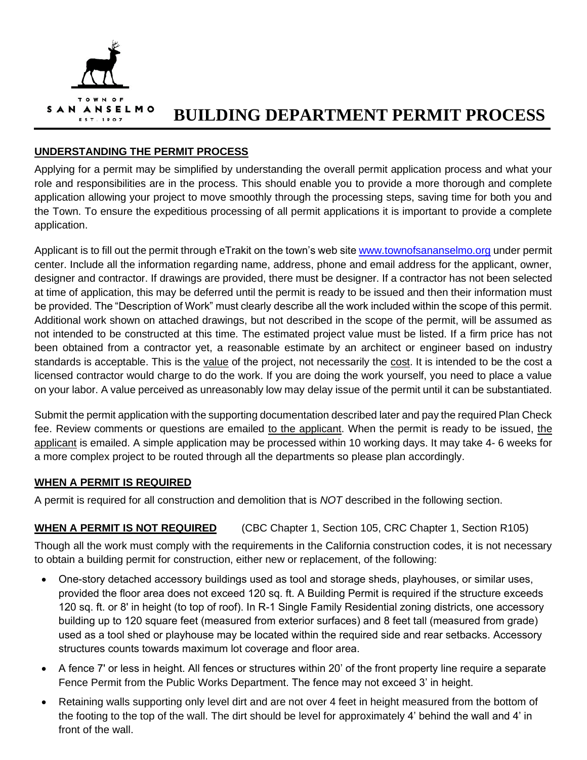TOWN OF SAN ANSELMO EST. 1907

# BUILDING DEPARTMENT PERMIT PROCESS

## UNDERSTANDING THE PERMIT PROCESS

Applying for a permit may be simplified by understanding the overall permit application process and what your role and responsibilities are in the process. This should enable you to provide a more thorough and complete application allowing your project to move smoothly through the processing steps, saving time for both you and the Town. To ensure the expeditious processing of all permit applications it is important to provide a complete application.

Applicant is to fill out the permit through eTrakit on the town's web site www.townofsananselmo.org under permit center. Include all the information regarding name, address, phone and email address for the applicant, owner, designer and contractor. If drawings are provided, there must be designer. If a contractor has not been selected at time of application, this may be deferred until the permit is ready to be issued and then their information must be provided. The "Description of Work" must clearly describe all the work included within the scope of this permit. Additional work shown on attached drawings, but not described in the scope of the permit, will be assumed as not intended to be constructed at this time. The estimated project value must be listed. If a firm price has not been obtained from a contractor yet, a reasonable estimate by an architect or engineer based on industry standards is acceptable. This is the value of the project, not necessarily the cost. It is intended to be the cost a licensed contractor would charge to do the work. If you are doing the work yourself, you need to place a value on your labor. A value perceived as unreasonably low may delay issue of the permit until it can be substantiated.

Submit the permit application with the supporting documentation described later and pay the required Plan Check fee. Review comments or questions are emailed to the applicant. When the permit is ready to be issued, the applicant is emailed. A simple application may be processed within 10 working days. It may take 4- 6 weeks for a more complex project to be routed through all the departments so please plan accordingly.

## WHEN A PERMIT IS REQUIRED

A permit is required for all construction and demolition that is *NOT* described in the following section.

## WHEN A PERMIT IS NOT REQUIRED (CBC Chapter 1, Section 105, CRC Chapter 1, Section R105)

Though all the work must comply with the requirements in the California construction codes, it is not necessary to obtain a building permit for construction, either new or replacement, of the following:

- One-story detached accessory buildings used as tool and storage sheds, playhouses, or similar uses, provided the floor area does not exceed 120 sq. ft. A Building Permit is required if the structure exceeds 120 sq. ft. or 8' in height (to top of roof). In R-1 Single Family Residential zoning districts, one accessory building up to 120 square feet (measured from exterior surfaces) and 8 feet tall (measured from grade) used as a tool shed or playhouse may be located within the required side and rear setbacks. Accessory structures counts towards maximum lot coverage and floor area.
- A fence 7' or less in height. All fences or structures within 20' of the front property line require a separate Fence Permit from the Public Works Department. The fence may not exceed 3' in height.
- Retaining walls supporting only level dirt and are not over 4 feet in height measured from the bottom of the footing to the top of the wall. The dirt should be level for approximately 4' behind the wall and 4' in front of the wall.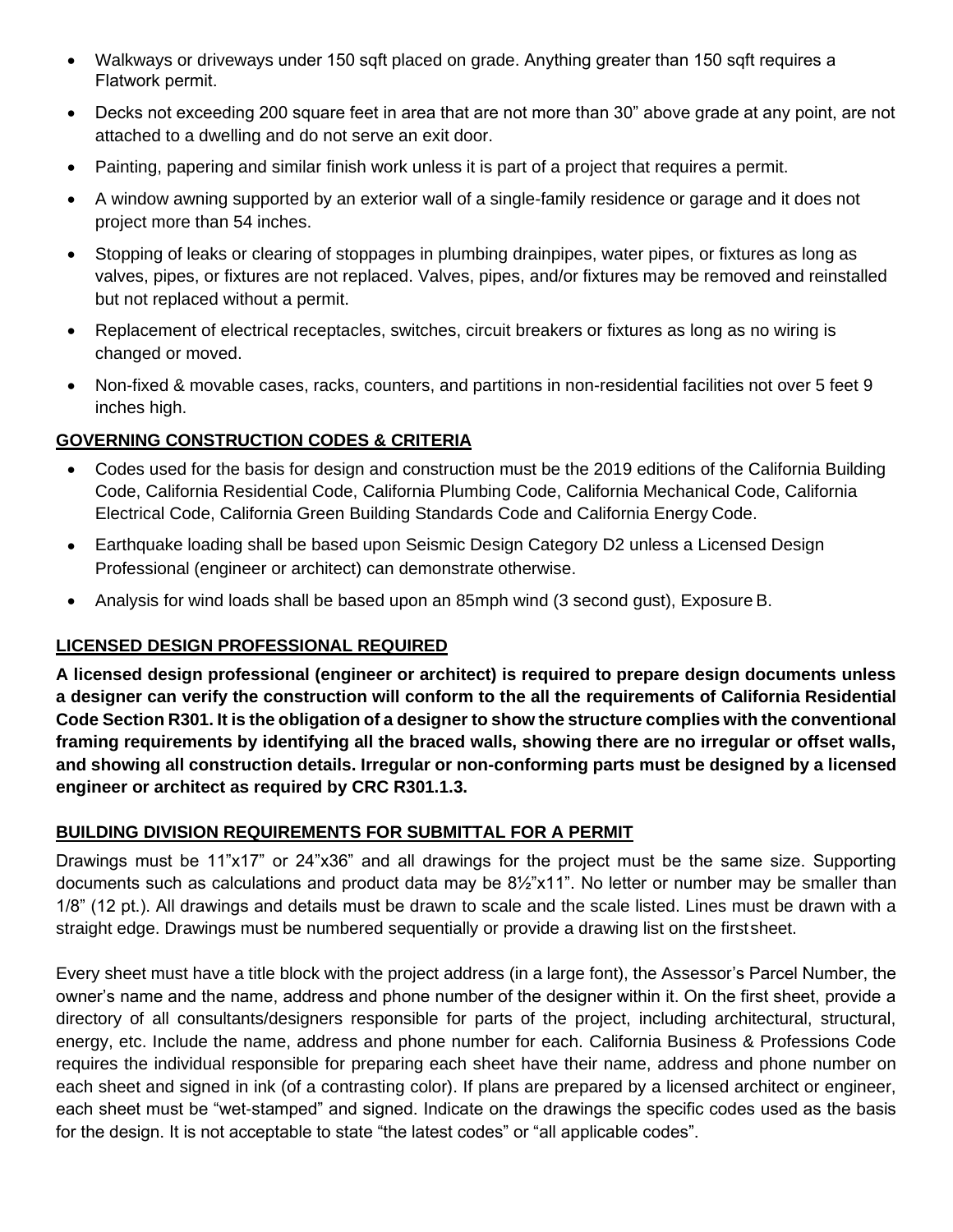- Walkways or driveways under 150 sqft placed on grade. Anything greater than 150 sqft requires a Flatwork permit.
- Decks not exceeding 200 square feet in area that are not more than 30" above grade at any point, are not attached to a dwelling and do not serve an exit door.
- Painting, papering and similar finish work unless it is part of a project that requires a permit.
- A window awning supported by an exterior wall of a single-family residence or garage and it does not project more than 54 inches.
- Stopping of leaks or clearing of stoppages in plumbing drainpipes, water pipes, or fixtures as long as valves, pipes, or fixtures are not replaced. Valves, pipes, and/or fixtures may be removed and reinstalled but not replaced without a permit.
- Replacement of electrical receptacles, switches, circuit breakers or fixtures as long as no wiring is changed or moved.
- Non-fixed & movable cases, racks, counters, and partitions in non-residential facilities not over 5 feet 9 inches high.

## GOVERNING CONSTRUCTION CODES & CRITERIA

- Codes used for the basis for design and construction must be the 2019 editions of the California Building Code, California Residential Code, California Plumbing Code, California Mechanical Code, California Electrical Code, California Green Building Standards Code and California Energy Code.
- Earthquake loading shall be based upon Seismic Design Category D2 unless a Licensed Design Professional (engineer or architect) can demonstrate otherwise.
- Analysis for wind loads shall be based upon an 85mph wind (3 second gust), Exposure B.

## LICENSED DESIGN PROFESSIONAL REQUIRED

**A licensed design professional (engineer or architect) is required to prepare design documents unless a designer can verify the construction will conform to the all the requirements of California Residential Code Section R301. It is the obligation of a designer to show the structure complies with the conventional framing requirements by identifying all the braced walls, showing there are no irregular or offset walls, and showing all construction details. Irregular or non-conforming parts must be designed by a licensed engineer or architect as required by CRC R301.1.3.**

## BUILDING DIVISION REQUIREMENTS FOR SUBMITTAL FOR A PERMIT

Drawings must be 11"x17" or 24"x36" and all drawings for the project must be the same size. Supporting documents such as calculations and product data may be 8½"x11". No letter or number may be smaller than 1/8" (12 pt.). All drawings and details must be drawn to scale and the scale listed. Lines must be drawn with a straight edge. Drawings must be numbered sequentially or provide a drawing list on the first sheet.

Every sheet must have a title block with the project address (in a large font), the Assessor's Parcel Number, the owner's name and the name, address and phone number of the designer within it. On the first sheet, provide a directory of all consultants/designers responsible for parts of the project, including architectural, structural, energy, etc. Include the name, address and phone number for each. California Business & Professions Code requires the individual responsible for preparing each sheet have their name, address and phone number on each sheet and signed in ink (of a contrasting color). If plans are prepared by a licensed architect or engineer, each sheet must be "wet-stamped" and signed. Indicate on the drawings the specific codes used as the basis for the design. It is not acceptable to state "the latest codes" or "all applicable codes".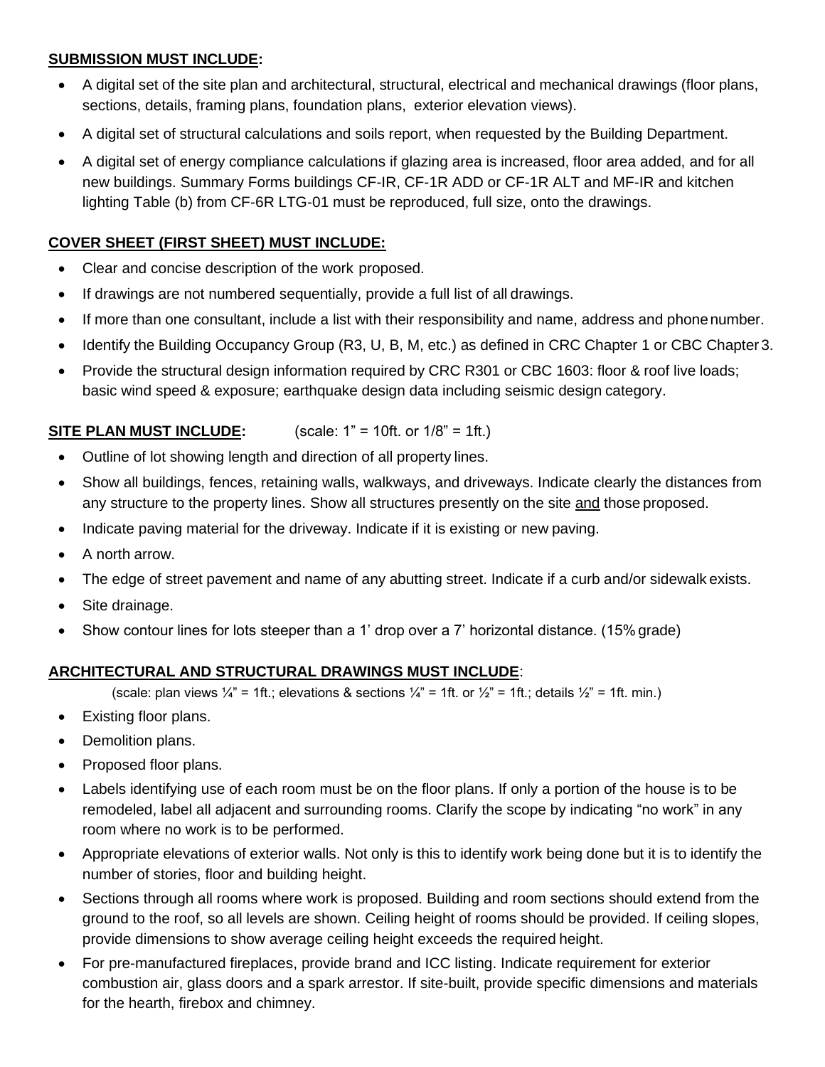**SUBMISSION MUST INCLUDE:**

- A digital set of the site plan and architectural, structural, electrical and mechanical drawings (floor plans, sections, details, framing plans, foundation plans, exterior elevation views).
- A digital set of structural calculations and soils report, when requested by the Building Department.
- A digital set of energy compliance calculations if glazing area is increased, floor area added, and for all new buildings. Summary Forms buildings CF-IR, CF-1R ADD or CF-1R ALT and MF-IR and kitchen lighting Table (b) from CF-6R LTG-01 must be reproduced, full size, onto the drawings.

**COVER SHEET (FIRST SHEET) MUST INCLUDE:**

- Clear and concise description of the work proposed.
- If drawings are not numbered sequentially, provide a full list of all drawings.
- If more than one consultant, include a list with their responsibility and name, address and phone number.
- Identify the Building Occupancy Group (R3, U, B, M, etc.) as defined in CRC Chapter 1 or CBC Chapter 3.
- Provide the structural design information required by CRC R301 or CBC 1603: floor & roof live loads; basic wind speed & exposure; earthquake design data including seismic design category.

**SITE PLAN MUST INCLUDE:** (scale: 1" = 10ft. or 1/8" = 1ft.)

- Outline of lot showing length and direction of all property lines.
- Show all buildings, fences, retaining walls, walkways, and driveways. Indicate clearly the distances from any structure to the property lines. Show all structures presently on the site and those proposed.
- Indicate paving material for the driveway. Indicate if it is existing or new paving.
- A north arrow.
- The edge of street pavement and name of any abutting street. Indicate if a curb and/or sidewalk exists.
- Site drainage.
- Show contour lines for lots steeper than a 1' drop over a 7' horizontal distance. (15% grade)

**ARCHITECTURAL AND STRUCTURAL DRAWINGS MUST INCLUDE**:

(scale: plan views ¼" = 1ft.; elevations & sections ¼" = 1ft. or ½" = 1ft.; details ½" = 1ft. min.)

- Existing floor plans.
- Demolition plans.
- Proposed floor plans.
- Labels identifying use of each room must be on the floor plans. If only a portion of the house is to be remodeled, label all adjacent and surrounding rooms. Clarify the scope by indicating "no work" in any room where no work is to be performed.
- Appropriate elevations of exterior walls. Not only is this to identify work being done but it is to identify the number of stories, floor and building height.
- Sections through all rooms where work is proposed. Building and room sections should extend from the ground to the roof, so all levels are shown. Ceiling height of rooms should be provided. If ceiling slopes, provide dimensions to show average ceiling height exceeds the required height.
- For pre-manufactured fireplaces, provide brand and ICC listing. Indicate requirement for exterior combustion air, glass doors and a spark arrestor. If site-built, provide specific dimensions and materials for the hearth, firebox and chimney.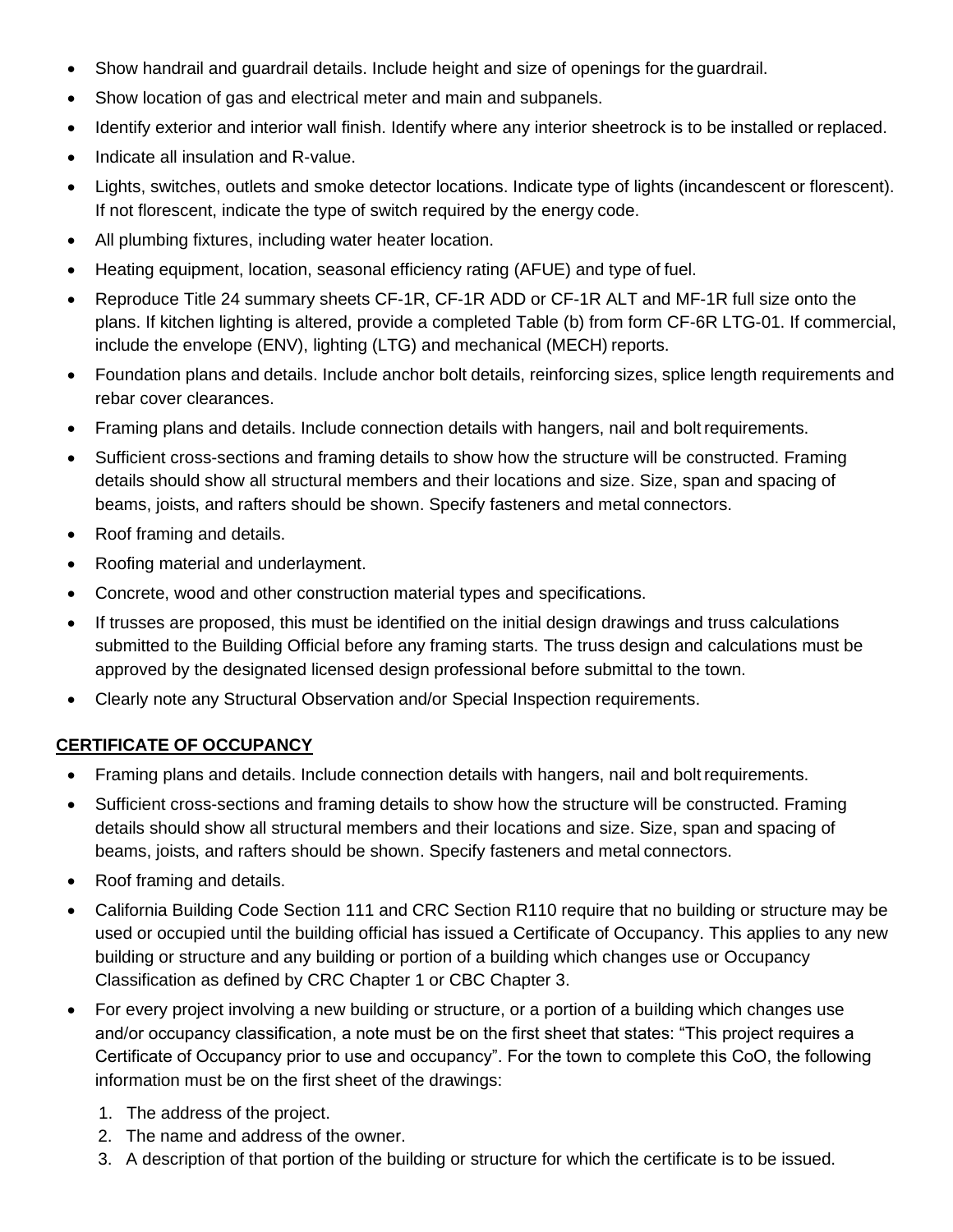- Show handrail and guardrail details. Include height and size of openings for the guardrail.
- Show location of gas and electrical meter and main and subpanels.
- Identify exterior and interior wall finish. Identify where any interior sheetrock is to be installed or replaced.
- Indicate all insulation and R-value.
- Lights, switches, outlets and smoke detector locations. Indicate type of lights (incandescent or florescent). If not florescent, indicate the type of switch required by the energy code.
- All plumbing fixtures, including water heater location.
- Heating equipment, location, seasonal efficiency rating (AFUE) and type of fuel.
- Reproduce Title 24 summary sheets CF-1R, CF-1R ADD or CF-1R ALT and MF-1R full size onto the plans. If kitchen lighting is altered, provide a completed Table (b) from form CF-6R LTG-01. If commercial, include the envelope (ENV), lighting (LTG) and mechanical (MECH) reports.
- Foundation plans and details. Include anchor bolt details, reinforcing sizes, splice length requirements and rebar cover clearances.
- Framing plans and details. Include connection details with hangers, nail and bolt requirements.
- Sufficient cross-sections and framing details to show how the structure will be constructed. Framing details should show all structural members and their locations and size. Size, span and spacing of beams, joists, and rafters should be shown. Specify fasteners and metal connectors.
- Roof framing and details.
- Roofing material and underlayment.
- Concrete, wood and other construction material types and specifications.
- If trusses are proposed, this must be identified on the initial design drawings and truss calculations submitted to the Building Official before any framing starts. The truss design and calculations must be approved by the designated licensed design professional before submittal to the town.
- Clearly note any Structural Observation and/or Special Inspection requirements.

## CERTIFICATE OF OCCUPANCY

- Framing plans and details. Include connection details with hangers, nail and bolt requirements.
- Sufficient cross-sections and framing details to show how the structure will be constructed. Framing details should show all structural members and their locations and size. Size, span and spacing of beams, joists, and rafters should be shown. Specify fasteners and metal connectors.
- Roof framing and details.
- California Building Code Section 111 and CRC Section R110 require that no building or structure may be used or occupied until the building official has issued a Certificate of Occupancy. This applies to any new building or structure and any building or portion of a building which changes use or Occupancy Classification as defined by CRC Chapter 1 or CBC Chapter 3.
- For every project involving a new building or structure, or a portion of a building which changes use and/or occupancy classification, a note must be on the first sheet that states: "This project requires a Certificate of Occupancy prior to use and occupancy". For the town to complete this CoO, the following information must be on the first sheet of the drawings:
  1. The address of the project.
  2. The name and address of the owner.
  3. A description of that portion of the building or structure for which the certificate is to be issued.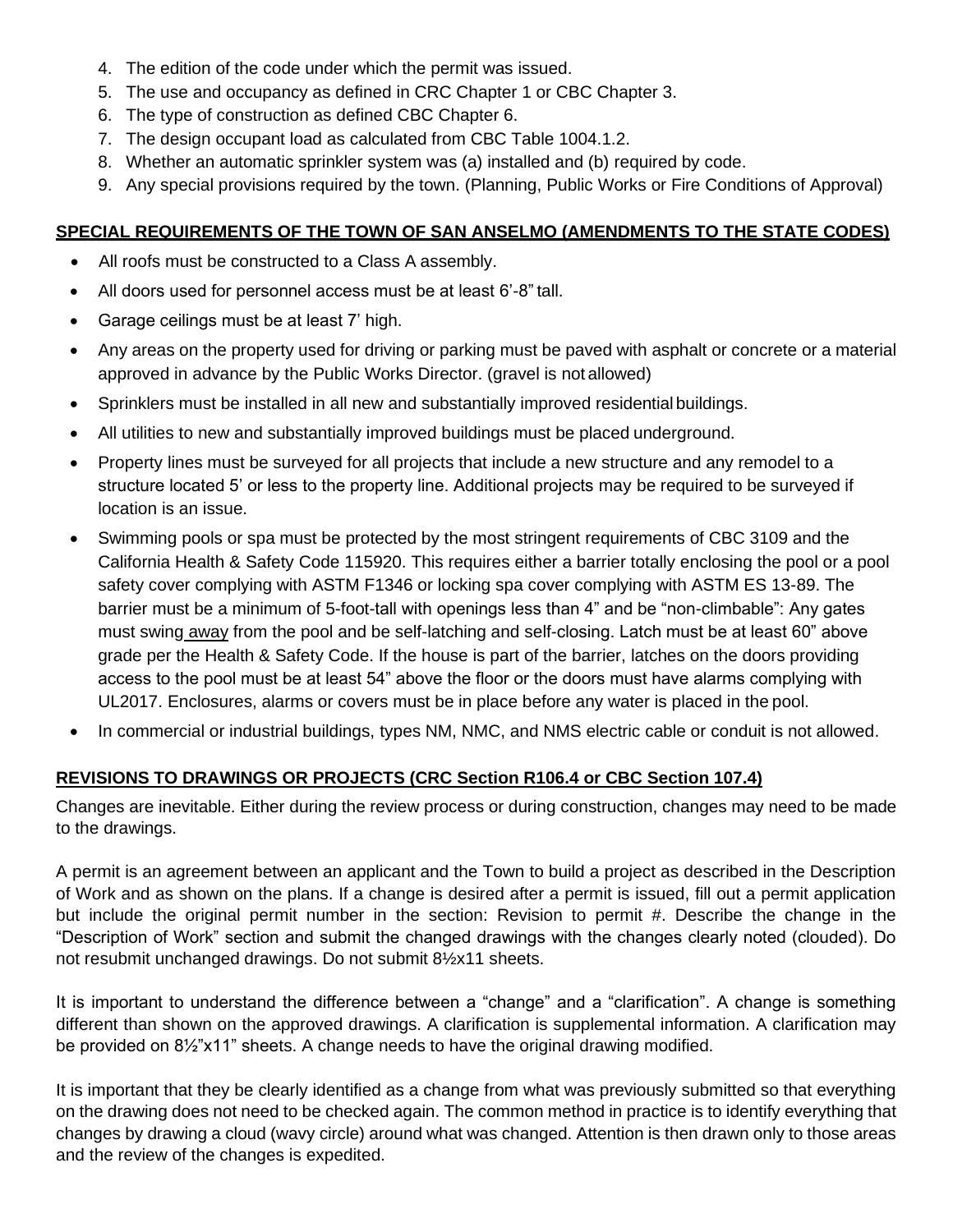4. The edition of the code under which the permit was issued.
5. The use and occupancy as defined in CRC Chapter 1 or CBC Chapter 3.
6. The type of construction as defined CBC Chapter 6.
7. The design occupant load as calculated from CBC Table 1004.1.2.
8. Whether an automatic sprinkler system was (a) installed and (b) required by code.
9. Any special provisions required by the town. (Planning, Public Works or Fire Conditions of Approval)

**SPECIAL REQUIREMENTS OF THE TOWN OF SAN ANSELMO (AMENDMENTS TO THE STATE CODES)**

- All roofs must be constructed to a Class A assembly.
- All doors used for personnel access must be at least 6'-8" tall.
- Garage ceilings must be at least 7' high.
- Any areas on the property used for driving or parking must be paved with asphalt or concrete or a material approved in advance by the Public Works Director. (gravel is not allowed)
- Sprinklers must be installed in all new and substantially improved residential buildings.
- All utilities to new and substantially improved buildings must be placed underground.
- Property lines must be surveyed for all projects that include a new structure and any remodel to a structure located 5' or less to the property line. Additional projects may be required to be surveyed if location is an issue.
- Swimming pools or spa must be protected by the most stringent requirements of CBC 3109 and the California Health & Safety Code 115920. This requires either a barrier totally enclosing the pool or a pool safety cover complying with ASTM F1346 or locking spa cover complying with ASTM ES 13-89. The barrier must be a minimum of 5-foot-tall with openings less than 4" and be "non-climbable": Any gates must swing away from the pool and be self-latching and self-closing. Latch must be at least 60" above grade per the Health & Safety Code. If the house is part of the barrier, latches on the doors providing access to the pool must be at least 54" above the floor or the doors must have alarms complying with UL2017. Enclosures, alarms or covers must be in place before any water is placed in the pool.
- In commercial or industrial buildings, types NM, NMC, and NMS electric cable or conduit is not allowed.

**REVISIONS TO DRAWINGS OR PROJECTS (CRC Section R106.4 or CBC Section 107.4)**

Changes are inevitable. Either during the review process or during construction, changes may need to be made to the drawings.

A permit is an agreement between an applicant and the Town to build a project as described in the Description of Work and as shown on the plans. If a change is desired after a permit is issued, fill out a permit application but include the original permit number in the section: Revision to permit #. Describe the change in the "Description of Work" section and submit the changed drawings with the changes clearly noted (clouded). Do not resubmit unchanged drawings. Do not submit 8½x11 sheets.

It is important to understand the difference between a "change" and a "clarification". A change is something different than shown on the approved drawings. A clarification is supplemental information. A clarification may be provided on 8½"x11" sheets. A change needs to have the original drawing modified.

It is important that they be clearly identified as a change from what was previously submitted so that everything on the drawing does not need to be checked again. The common method in practice is to identify everything that changes by drawing a cloud (wavy circle) around what was changed. Attention is then drawn only to those areas and the review of the changes is expedited.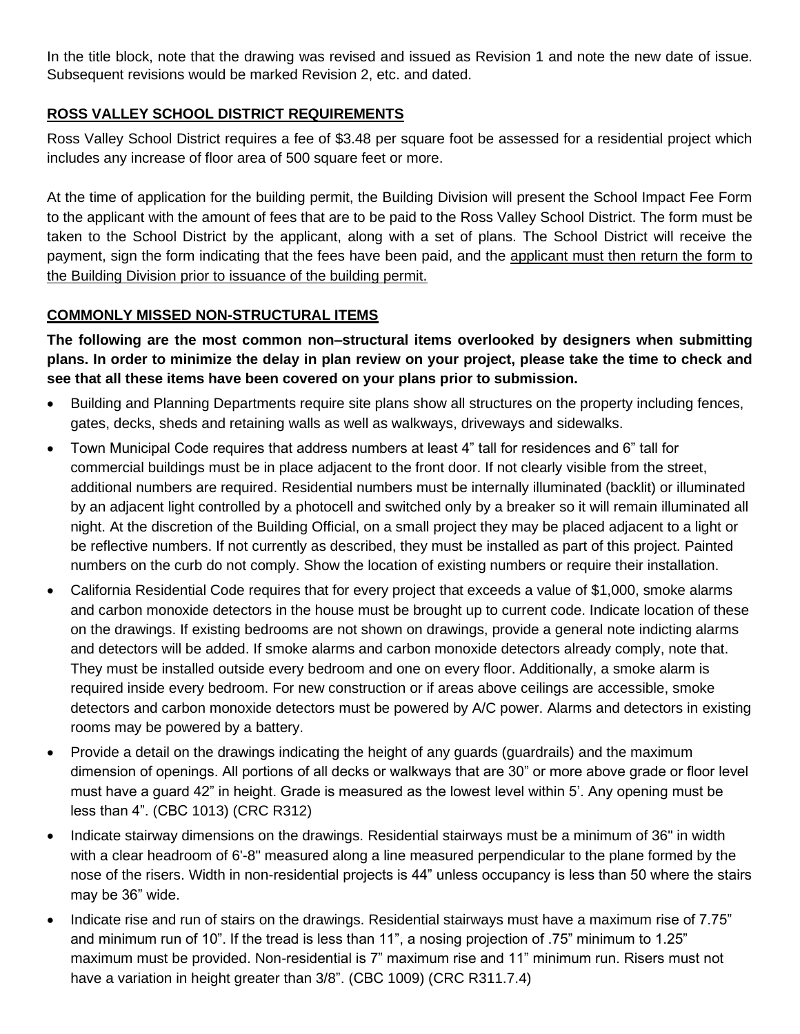In the title block, note that the drawing was revised and issued as Revision 1 and note the new date of issue. Subsequent revisions would be marked Revision 2, etc. and dated.

## ROSS VALLEY SCHOOL DISTRICT REQUIREMENTS

Ross Valley School District requires a fee of $3.48 per square foot be assessed for a residential project which includes any increase of floor area of 500 square feet or more.

At the time of application for the building permit, the Building Division will present the School Impact Fee Form to the applicant with the amount of fees that are to be paid to the Ross Valley School District. The form must be taken to the School District by the applicant, along with a set of plans. The School District will receive the payment, sign the form indicating that the fees have been paid, and the applicant must then return the form to the Building Division prior to issuance of the building permit.

## COMMONLY MISSED NON-STRUCTURAL ITEMS

**The following are the most common non–structural items overlooked by designers when submitting plans. In order to minimize the delay in plan review on your project, please take the time to check and see that all these items have been covered on your plans prior to submission.**

- Building and Planning Departments require site plans show all structures on the property including fences, gates, decks, sheds and retaining walls as well as walkways, driveways and sidewalks.
- Town Municipal Code requires that address numbers at least 4" tall for residences and 6" tall for commercial buildings must be in place adjacent to the front door. If not clearly visible from the street, additional numbers are required. Residential numbers must be internally illuminated (backlit) or illuminated by an adjacent light controlled by a photocell and switched only by a breaker so it will remain illuminated all night. At the discretion of the Building Official, on a small project they may be placed adjacent to a light or be reflective numbers. If not currently as described, they must be installed as part of this project. Painted numbers on the curb do not comply. Show the location of existing numbers or require their installation.
- California Residential Code requires that for every project that exceeds a value of $1,000, smoke alarms and carbon monoxide detectors in the house must be brought up to current code. Indicate location of these on the drawings. If existing bedrooms are not shown on drawings, provide a general note indicting alarms and detectors will be added. If smoke alarms and carbon monoxide detectors already comply, note that. They must be installed outside every bedroom and one on every floor. Additionally, a smoke alarm is required inside every bedroom. For new construction or if areas above ceilings are accessible, smoke detectors and carbon monoxide detectors must be powered by A/C power. Alarms and detectors in existing rooms may be powered by a battery.
- Provide a detail on the drawings indicating the height of any guards (guardrails) and the maximum dimension of openings. All portions of all decks or walkways that are 30" or more above grade or floor level must have a guard 42" in height. Grade is measured as the lowest level within 5'. Any opening must be less than 4". (CBC 1013) (CRC R312)
- Indicate stairway dimensions on the drawings. Residential stairways must be a minimum of 36" in width with a clear headroom of 6'-8" measured along a line measured perpendicular to the plane formed by the nose of the risers. Width in non-residential projects is 44" unless occupancy is less than 50 where the stairs may be 36" wide.
- Indicate rise and run of stairs on the drawings. Residential stairways must have a maximum rise of 7.75" and minimum run of 10". If the tread is less than 11", a nosing projection of .75" minimum to 1.25" maximum must be provided. Non-residential is 7" maximum rise and 11" minimum run. Risers must not have a variation in height greater than 3/8". (CBC 1009) (CRC R311.7.4)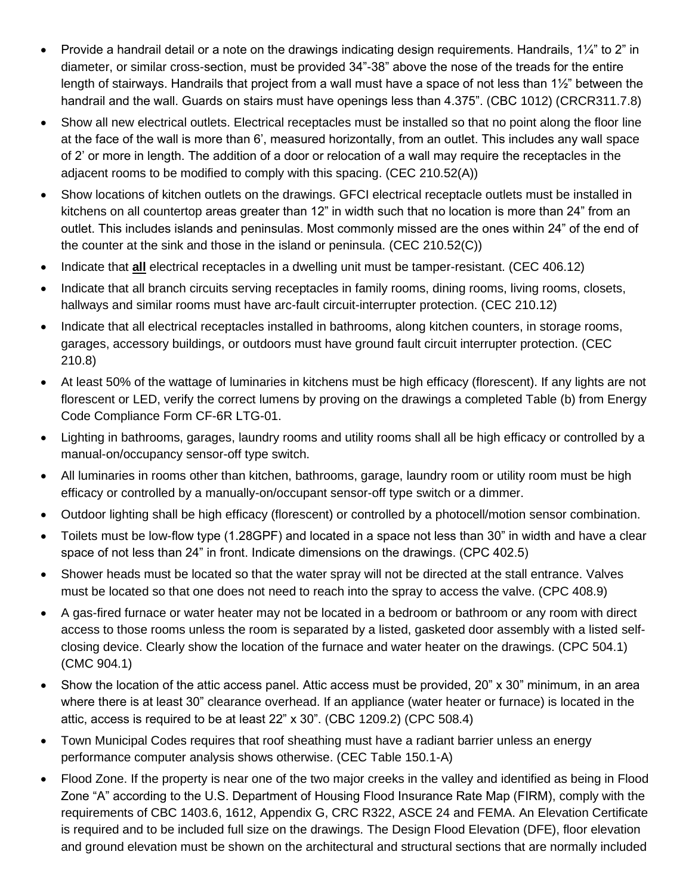- Provide a handrail detail or a note on the drawings indicating design requirements. Handrails, 1¼" to 2" in diameter, or similar cross-section, must be provided 34"-38" above the nose of the treads for the entire length of stairways. Handrails that project from a wall must have a space of not less than 1½" between the handrail and the wall. Guards on stairs must have openings less than 4.375". (CBC 1012) (CRCR311.7.8)
- Show all new electrical outlets. Electrical receptacles must be installed so that no point along the floor line at the face of the wall is more than 6', measured horizontally, from an outlet. This includes any wall space of 2' or more in length. The addition of a door or relocation of a wall may require the receptacles in the adjacent rooms to be modified to comply with this spacing. (CEC 210.52(A))
- Show locations of kitchen outlets on the drawings. GFCI electrical receptacle outlets must be installed in kitchens on all countertop areas greater than 12" in width such that no location is more than 24" from an outlet. This includes islands and peninsulas. Most commonly missed are the ones within 24" of the end of the counter at the sink and those in the island or peninsula. (CEC 210.52(C))
- Indicate that **all** electrical receptacles in a dwelling unit must be tamper-resistant. (CEC 406.12)
- Indicate that all branch circuits serving receptacles in family rooms, dining rooms, living rooms, closets, hallways and similar rooms must have arc-fault circuit-interrupter protection. (CEC 210.12)
- Indicate that all electrical receptacles installed in bathrooms, along kitchen counters, in storage rooms, garages, accessory buildings, or outdoors must have ground fault circuit interrupter protection. (CEC 210.8)
- At least 50% of the wattage of luminaries in kitchens must be high efficacy (florescent). If any lights are not florescent or LED, verify the correct lumens by proving on the drawings a completed Table (b) from Energy Code Compliance Form CF-6R LTG-01.
- Lighting in bathrooms, garages, laundry rooms and utility rooms shall all be high efficacy or controlled by a manual-on/occupancy sensor-off type switch.
- All luminaries in rooms other than kitchen, bathrooms, garage, laundry room or utility room must be high efficacy or controlled by a manually-on/occupant sensor-off type switch or a dimmer.
- Outdoor lighting shall be high efficacy (florescent) or controlled by a photocell/motion sensor combination.
- Toilets must be low-flow type (1.28GPF) and located in a space not less than 30" in width and have a clear space of not less than 24" in front. Indicate dimensions on the drawings. (CPC 402.5)
- Shower heads must be located so that the water spray will not be directed at the stall entrance. Valves must be located so that one does not need to reach into the spray to access the valve. (CPC 408.9)
- A gas-fired furnace or water heater may not be located in a bedroom or bathroom or any room with direct access to those rooms unless the room is separated by a listed, gasketed door assembly with a listed self-closing device. Clearly show the location of the furnace and water heater on the drawings. (CPC 504.1) (CMC 904.1)
- Show the location of the attic access panel. Attic access must be provided, 20" x 30" minimum, in an area where there is at least 30" clearance overhead. If an appliance (water heater or furnace) is located in the attic, access is required to be at least 22" x 30". (CBC 1209.2) (CPC 508.4)
- Town Municipal Codes requires that roof sheathing must have a radiant barrier unless an energy performance computer analysis shows otherwise. (CEC Table 150.1-A)
- Flood Zone. If the property is near one of the two major creeks in the valley and identified as being in Flood Zone "A" according to the U.S. Department of Housing Flood Insurance Rate Map (FIRM), comply with the requirements of CBC 1403.6, 1612, Appendix G, CRC R322, ASCE 24 and FEMA. An Elevation Certificate is required and to be included full size on the drawings. The Design Flood Elevation (DFE), floor elevation and ground elevation must be shown on the architectural and structural sections that are normally included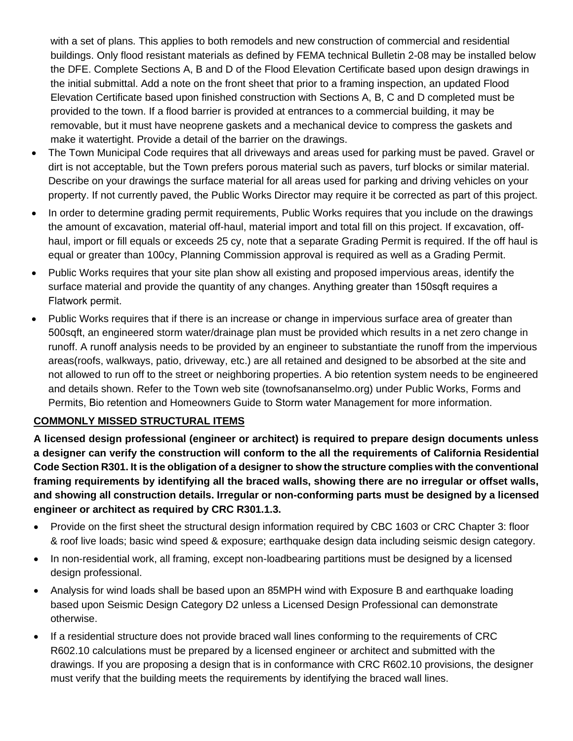with a set of plans. This applies to both remodels and new construction of commercial and residential buildings. Only flood resistant materials as defined by FEMA technical Bulletin 2-08 may be installed below the DFE. Complete Sections A, B and D of the Flood Elevation Certificate based upon design drawings in the initial submittal. Add a note on the front sheet that prior to a framing inspection, an updated Flood Elevation Certificate based upon finished construction with Sections A, B, C and D completed must be provided to the town. If a flood barrier is provided at entrances to a commercial building, it may be removable, but it must have neoprene gaskets and a mechanical device to compress the gaskets and make it watertight. Provide a detail of the barrier on the drawings.

- The Town Municipal Code requires that all driveways and areas used for parking must be paved. Gravel or dirt is not acceptable, but the Town prefers porous material such as pavers, turf blocks or similar material. Describe on your drawings the surface material for all areas used for parking and driving vehicles on your property. If not currently paved, the Public Works Director may require it be corrected as part of this project.
- In order to determine grading permit requirements, Public Works requires that you include on the drawings the amount of excavation, material off-haul, material import and total fill on this project. If excavation, off-haul, import or fill equals or exceeds 25 cy, note that a separate Grading Permit is required. If the off haul is equal or greater than 100cy, Planning Commission approval is required as well as a Grading Permit.
- Public Works requires that your site plan show all existing and proposed impervious areas, identify the surface material and provide the quantity of any changes. Anything greater than 150sqft requires a Flatwork permit.
- Public Works requires that if there is an increase or change in impervious surface area of greater than 500sqft, an engineered storm water/drainage plan must be provided which results in a net zero change in runoff. A runoff analysis needs to be provided by an engineer to substantiate the runoff from the impervious areas(roofs, walkways, patio, driveway, etc.) are all retained and designed to be absorbed at the site and not allowed to run off to the street or neighboring properties. A bio retention system needs to be engineered and details shown. Refer to the Town web site (townofsananselmo.org) under Public Works, Forms and Permits, Bio retention and Homeowners Guide to Storm water Management for more information.

## COMMONLY MISSED STRUCTURAL ITEMS

**A licensed design professional (engineer or architect) is required to prepare design documents unless a designer can verify the construction will conform to the all the requirements of California Residential Code Section R301. It is the obligation of a designer to show the structure complies with the conventional framing requirements by identifying all the braced walls, showing there are no irregular or offset walls, and showing all construction details. Irregular or non-conforming parts must be designed by a licensed engineer or architect as required by CRC R301.1.3.**

- Provide on the first sheet the structural design information required by CBC 1603 or CRC Chapter 3: floor & roof live loads; basic wind speed & exposure; earthquake design data including seismic design category.
- In non-residential work, all framing, except non-loadbearing partitions must be designed by a licensed design professional.
- Analysis for wind loads shall be based upon an 85MPH wind with Exposure B and earthquake loading based upon Seismic Design Category D2 unless a Licensed Design Professional can demonstrate otherwise.
- If a residential structure does not provide braced wall lines conforming to the requirements of CRC R602.10 calculations must be prepared by a licensed engineer or architect and submitted with the drawings. If you are proposing a design that is in conformance with CRC R602.10 provisions, the designer must verify that the building meets the requirements by identifying the braced wall lines.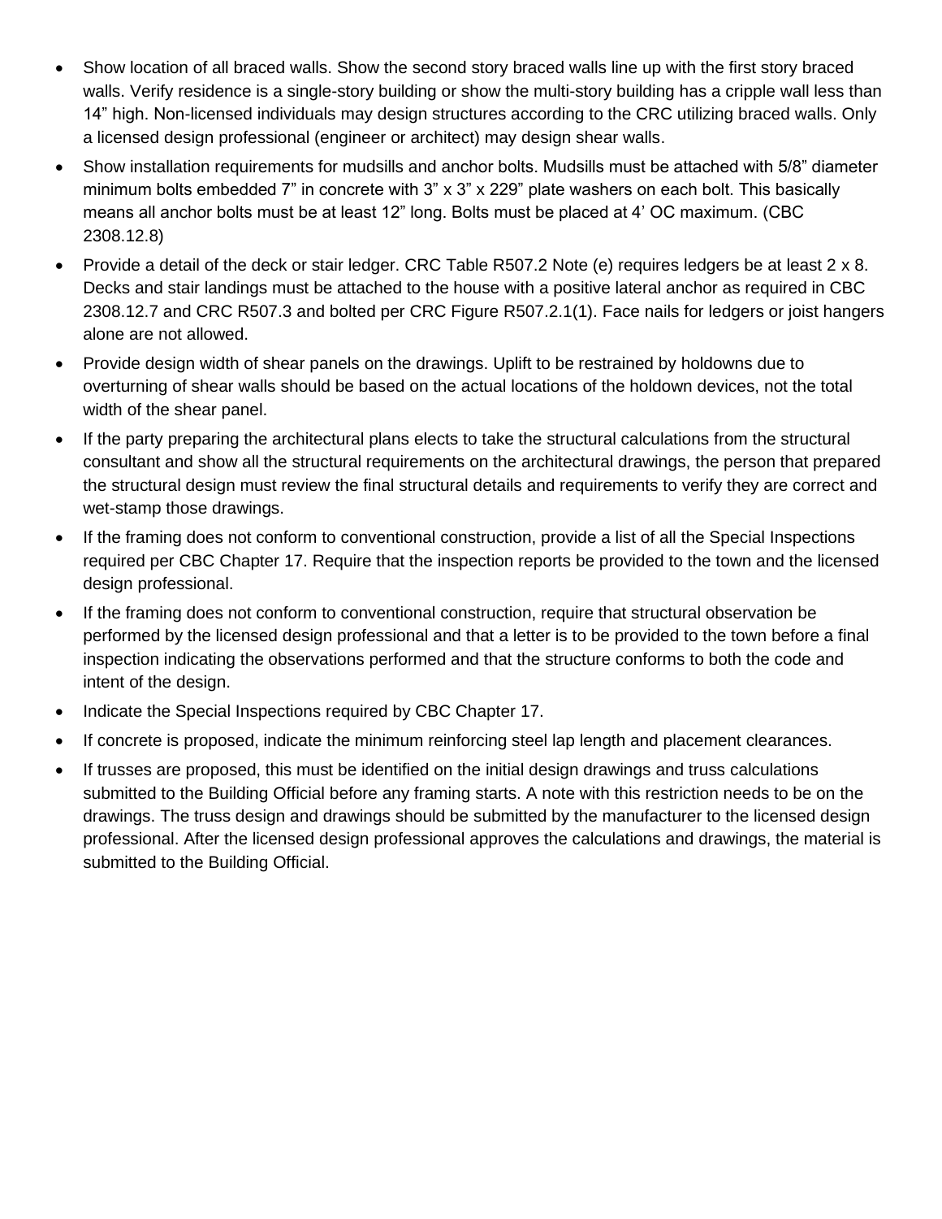- Show location of all braced walls. Show the second story braced walls line up with the first story braced walls. Verify residence is a single-story building or show the multi-story building has a cripple wall less than 14" high. Non-licensed individuals may design structures according to the CRC utilizing braced walls. Only a licensed design professional (engineer or architect) may design shear walls.
- Show installation requirements for mudsills and anchor bolts. Mudsills must be attached with 5/8" diameter minimum bolts embedded 7" in concrete with 3" x 3" x 229" plate washers on each bolt. This basically means all anchor bolts must be at least 12" long. Bolts must be placed at 4' OC maximum. (CBC 2308.12.8)
- Provide a detail of the deck or stair ledger. CRC Table R507.2 Note (e) requires ledgers be at least 2 x 8. Decks and stair landings must be attached to the house with a positive lateral anchor as required in CBC 2308.12.7 and CRC R507.3 and bolted per CRC Figure R507.2.1(1). Face nails for ledgers or joist hangers alone are not allowed.
- Provide design width of shear panels on the drawings. Uplift to be restrained by holdowns due to overturning of shear walls should be based on the actual locations of the holdown devices, not the total width of the shear panel.
- If the party preparing the architectural plans elects to take the structural calculations from the structural consultant and show all the structural requirements on the architectural drawings, the person that prepared the structural design must review the final structural details and requirements to verify they are correct and wet-stamp those drawings.
- If the framing does not conform to conventional construction, provide a list of all the Special Inspections required per CBC Chapter 17. Require that the inspection reports be provided to the town and the licensed design professional.
- If the framing does not conform to conventional construction, require that structural observation be performed by the licensed design professional and that a letter is to be provided to the town before a final inspection indicating the observations performed and that the structure conforms to both the code and intent of the design.
- Indicate the Special Inspections required by CBC Chapter 17.
- If concrete is proposed, indicate the minimum reinforcing steel lap length and placement clearances.
- If trusses are proposed, this must be identified on the initial design drawings and truss calculations submitted to the Building Official before any framing starts. A note with this restriction needs to be on the drawings. The truss design and drawings should be submitted by the manufacturer to the licensed design professional. After the licensed design professional approves the calculations and drawings, the material is submitted to the Building Official.